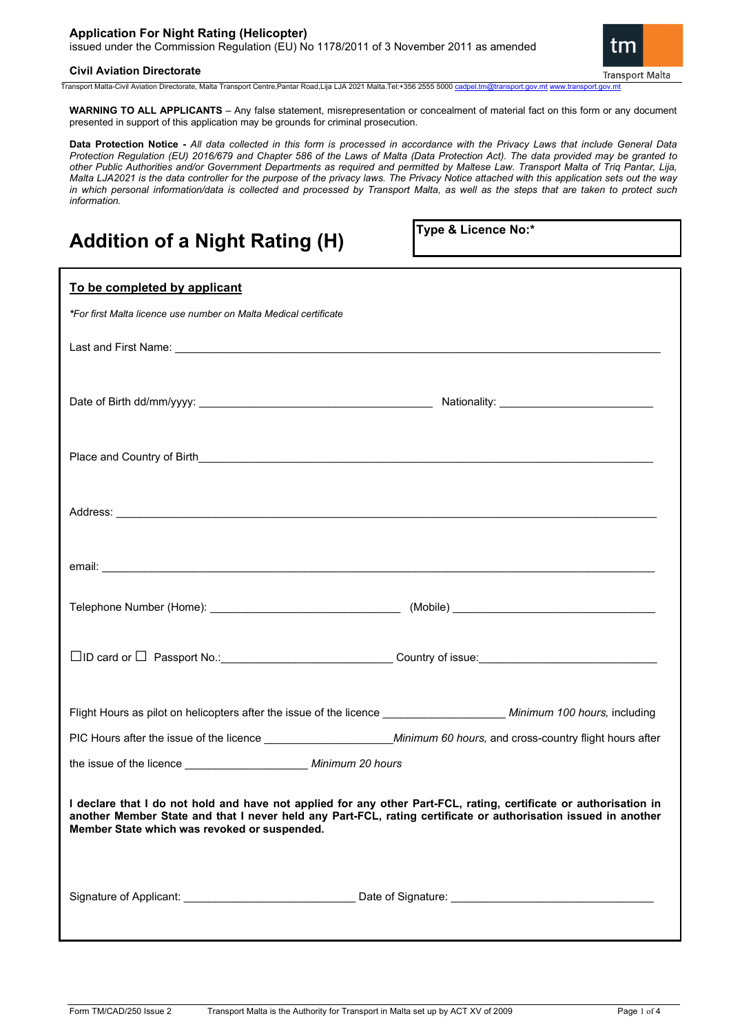**Application For Night Rating (Helicopter)**
issued under the Commission Regulation (EU) No 1178/2011 of 3 November 2011 as amended

**Civil Aviation Directorate**

Transport Malta

Transport Malta-Civil Aviation Directorate, Malta Transport Centre,Pantar Road,Lija LJA 2021 Malta.Tel:+356 2555 5000 cadpel.tm@transport.gov.mt www.transport.gov.mt

**WARNING TO ALL APPLICANTS** – Any false statement, misrepresentation or concealment of material fact on this form or any document presented in support of this application may be grounds for criminal prosecution.

**Data Protection Notice -** *All data collected in this form is processed in accordance with the Privacy Laws that include General Data Protection Regulation (EU) 2016/679 and Chapter 586 of the Laws of Malta (Data Protection Act). The data provided may be granted to other Public Authorities and/or Government Departments as required and permitted by Maltese Law. Transport Malta of Triq Pantar, Lija, Malta LJA2021 is the data controller for the purpose of the privacy laws. The Privacy Notice attached with this application sets out the way in which personal information/data is collected and processed by Transport Malta, as well as the steps that are taken to protect such information.*

# Addition of a Night Rating (H)

**Type & Licence No:***

## To be completed by applicant

*\*For first Malta licence use number on Malta Medical certificate*

Last and First Name: ______________________________________________

Date of Birth dd/mm/yyyy: ______________________ Nationality: ______________________

Place and Country of Birth______________________________________________

Address: ______________________________________________

email: ______________________________________________

Telephone Number (Home): ______________________ (Mobile) ______________________

☐ID card or ☐ Passport No.:______________________ Country of issue:______________________

Flight Hours as pilot on helicopters after the issue of the licence ____________ *Minimum 100 hours,* including

PIC Hours after the issue of the licence ____________ *Minimum 60 hours,* and cross-country flight hours after the issue of the licence ____________ *Minimum 20 hours*

**I declare that I do not hold and have not applied for any other Part-FCL, rating, certificate or authorisation in another Member State and that I never held any Part-FCL, rating certificate or authorisation issued in another Member State which was revoked or suspended.**

Signature of Applicant: ______________________ Date of Signature: ______________________

Form TM/CAD/250 Issue 2 Transport Malta is the Authority for Transport in Malta set up by ACT XV of 2009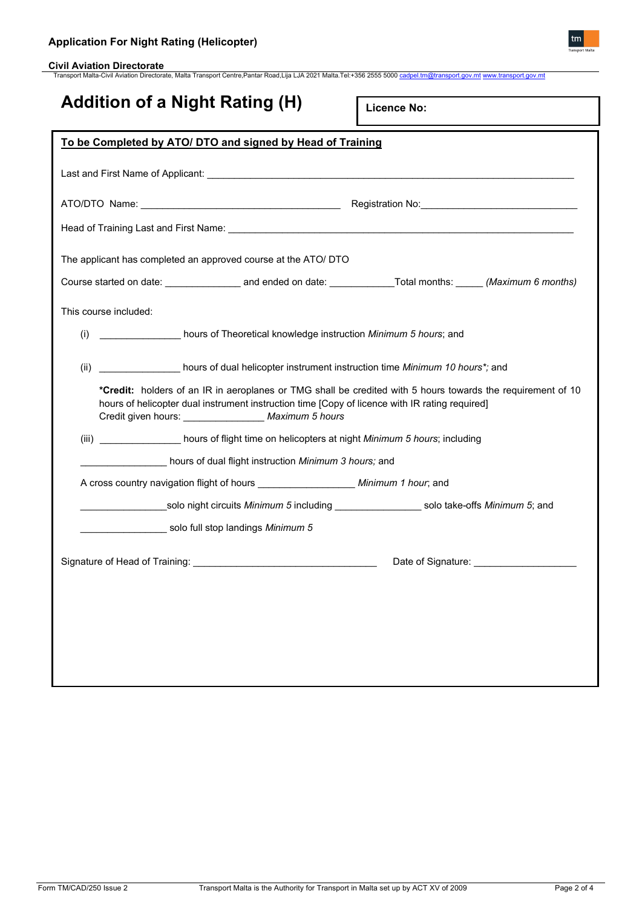# Addition of a Night Rating (H)

**Licence No:**

**To be Completed by ATO/ DTO and signed by Head of Training**

Last and First Name of Applicant: ______________________________________________________________________

ATO/DTO Name: ____________________________________ Registration No:_____________________________

Head of Training Last and First Name: ____________________________________________________________

The applicant has completed an approved course at the ATO/ DTO

Course started on date: ______________ and ended on date: ____________Total months: _____ *(Maximum 6 months)*

This course included:

(i) _______________ hours of Theoretical knowledge instruction *Minimum 5 hours*; and

(ii) _______________ hours of dual helicopter instrument instruction time *Minimum 10 hours\*;* and

**\*Credit:** holders of an IR in aeroplanes or TMG shall be credited with 5 hours towards the requirement of 10 hours of helicopter dual instrument instruction time [Copy of licence with IR rating required]
Credit given hours: _______________ *Maximum 5 hours*

(iii) _______________ hours of flight time on helicopters at night *Minimum 5 hours*; including

________________ hours of dual flight instruction *Minimum 3 hours;* and

A cross country navigation flight of hours __________________ *Minimum 1 hour*; and

________________solo night circuits *Minimum 5* including ________________ solo take-offs *Minimum 5*; and

________________ solo full stop landings *Minimum 5*

Signature of Head of Training: __________________________________ Date of Signature: ___________________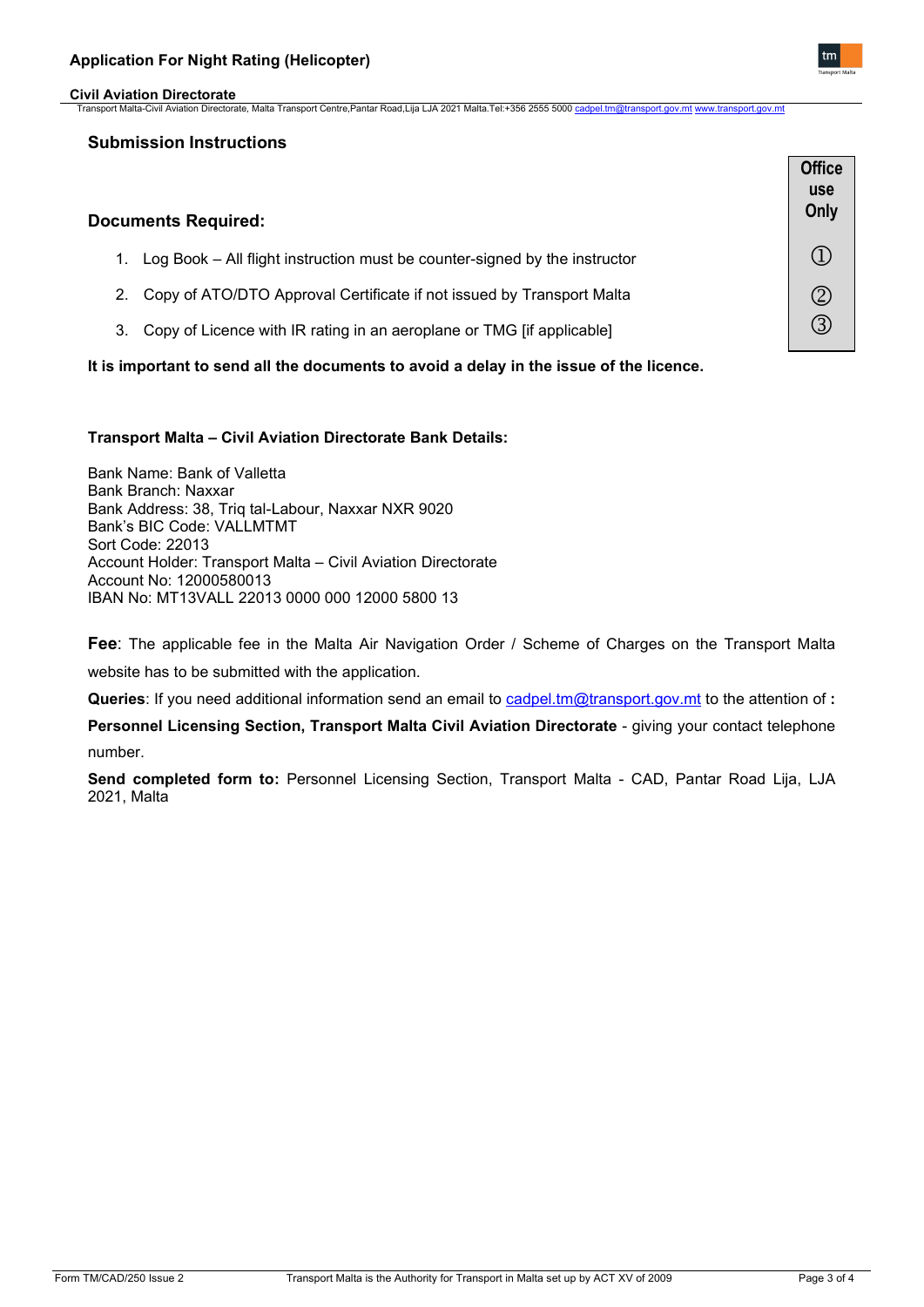## Submission Instructions

### Documents Required:

| Office use Only |
| --- |
| ① |
| ② |
| ③ |

1. Log Book – All flight instruction must be counter-signed by the instructor
2. Copy of ATO/DTO Approval Certificate if not issued by Transport Malta
3. Copy of Licence with IR rating in an aeroplane or TMG [if applicable]

**It is important to send all the documents to avoid a delay in the issue of the licence.**

**Transport Malta – Civil Aviation Directorate Bank Details:**

Bank Name: Bank of Valletta
Bank Branch: Naxxar
Bank Address: 38, Triq tal-Labour, Naxxar NXR 9020
Bank's BIC Code: VALLMTMT
Sort Code: 22013
Account Holder: Transport Malta – Civil Aviation Directorate
Account No: 12000580013
IBAN No: MT13VALL 22013 0000 000 12000 5800 13

**Fee**: The applicable fee in the Malta Air Navigation Order / Scheme of Charges on the Transport Malta website has to be submitted with the application.

**Queries**: If you need additional information send an email to cadpel.tm@transport.gov.mt to the attention of **:**

**Personnel Licensing Section, Transport Malta Civil Aviation Directorate** - giving your contact telephone number.

**Send completed form to:** Personnel Licensing Section, Transport Malta - CAD, Pantar Road Lija, LJA 2021, Malta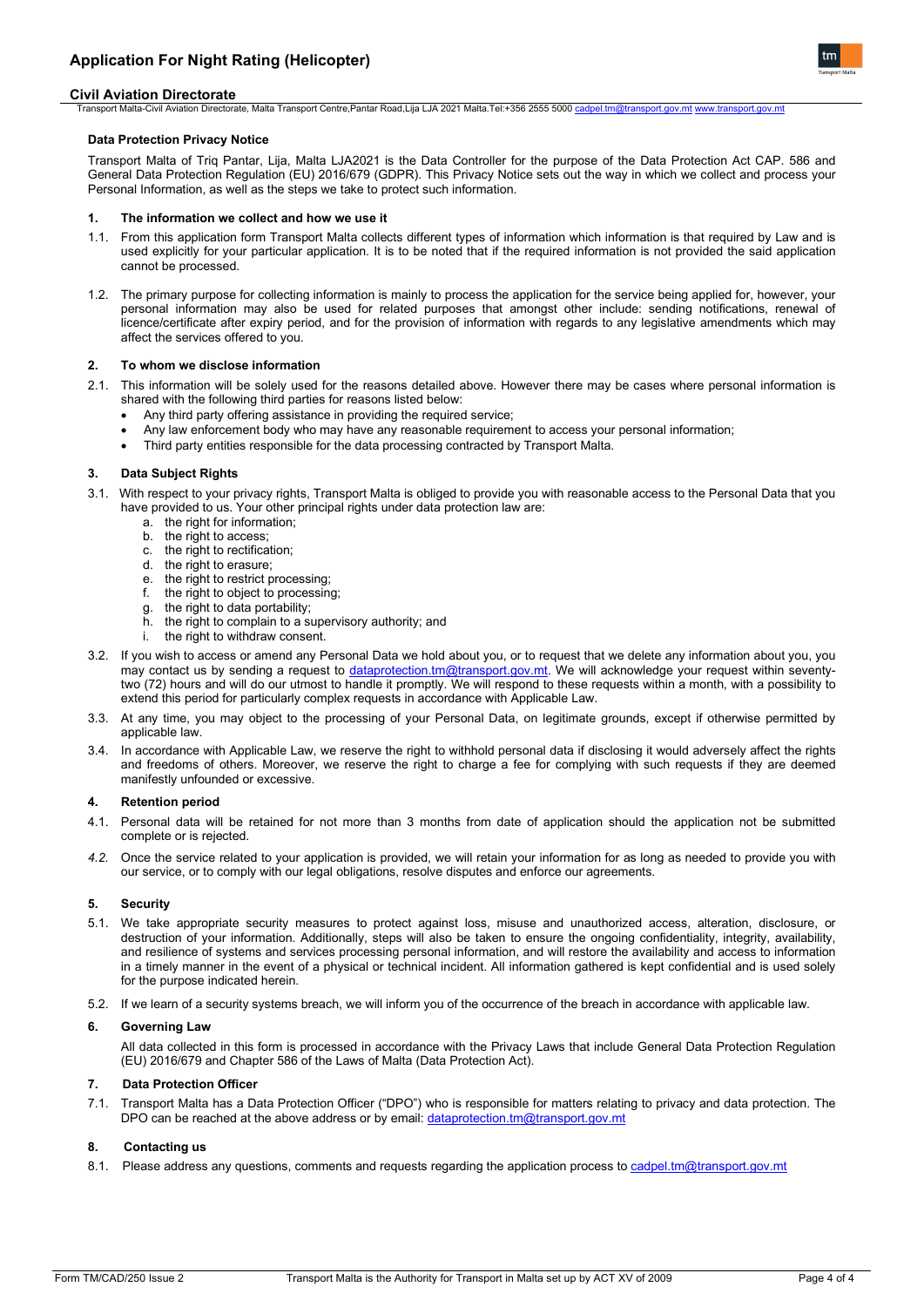## Data Protection Privacy Notice

Transport Malta of Triq Pantar, Lija, Malta LJA2021 is the Data Controller for the purpose of the Data Protection Act CAP. 586 and General Data Protection Regulation (EU) 2016/679 (GDPR). This Privacy Notice sets out the way in which we collect and process your Personal Information, as well as the steps we take to protect such information.

### 1. The information we collect and how we use it

1.1. From this application form Transport Malta collects different types of information which information is that required by Law and is used explicitly for your particular application. It is to be noted that if the required information is not provided the said application cannot be processed.

1.2. The primary purpose for collecting information is mainly to process the application for the service being applied for, however, your personal information may also be used for related purposes that amongst other include: sending notifications, renewal of licence/certificate after expiry period, and for the provision of information with regards to any legislative amendments which may affect the services offered to you.

### 2. To whom we disclose information

2.1. This information will be solely used for the reasons detailed above. However there may be cases where personal information is shared with the following third parties for reasons listed below:

- Any third party offering assistance in providing the required service;
- Any law enforcement body who may have any reasonable requirement to access your personal information;
- Third party entities responsible for the data processing contracted by Transport Malta.

### 3. Data Subject Rights

3.1. With respect to your privacy rights, Transport Malta is obliged to provide you with reasonable access to the Personal Data that you have provided to us. Your other principal rights under data protection law are:

a. the right for information;
b. the right to access;
c. the right to rectification;
d. the right to erasure;
e. the right to restrict processing;
f. the right to object to processing;
g. the right to data portability;
h. the right to complain to a supervisory authority; and
i. the right to withdraw consent.

3.2. If you wish to access or amend any Personal Data we hold about you, or to request that we delete any information about you, you may contact us by sending a request to dataprotection.tm@transport.gov.mt. We will acknowledge your request within seventy-two (72) hours and will do our utmost to handle it promptly. We will respond to these requests within a month, with a possibility to extend this period for particularly complex requests in accordance with Applicable Law.

3.3. At any time, you may object to the processing of your Personal Data, on legitimate grounds, except if otherwise permitted by applicable law.

3.4. In accordance with Applicable Law, we reserve the right to withhold personal data if disclosing it would adversely affect the rights and freedoms of others. Moreover, we reserve the right to charge a fee for complying with such requests if they are deemed manifestly unfounded or excessive.

### 4. Retention period

4.1. Personal data will be retained for not more than 3 months from date of application should the application not be submitted complete or is rejected.

*4.2.* Once the service related to your application is provided, we will retain your information for as long as needed to provide you with our service, or to comply with our legal obligations, resolve disputes and enforce our agreements.

### 5. Security

5.1. We take appropriate security measures to protect against loss, misuse and unauthorized access, alteration, disclosure, or destruction of your information. Additionally, steps will also be taken to ensure the ongoing confidentiality, integrity, availability, and resilience of systems and services processing personal information, and will restore the availability and access to information in a timely manner in the event of a physical or technical incident. All information gathered is kept confidential and is used solely for the purpose indicated herein.

5.2. If we learn of a security systems breach, we will inform you of the occurrence of the breach in accordance with applicable law.

### 6. Governing Law

All data collected in this form is processed in accordance with the Privacy Laws that include General Data Protection Regulation (EU) 2016/679 and Chapter 586 of the Laws of Malta (Data Protection Act).

### 7. Data Protection Officer

7.1. Transport Malta has a Data Protection Officer ("DPO") who is responsible for matters relating to privacy and data protection. The DPO can be reached at the above address or by email: dataprotection.tm@transport.gov.mt

### 8. Contacting us

8.1. Please address any questions, comments and requests regarding the application process to cadpel.tm@transport.gov.mt